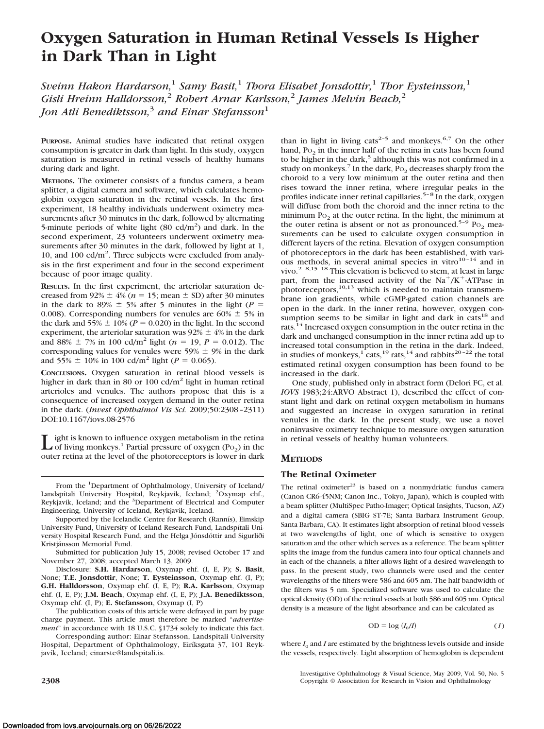# Oxygen Saturation in Human Retinal Vessels Is Higher in Dark Than in Light

*Sveinn Hakon Hardarson,[1] Samy Basit,[1] Thora Elisabet Jonsdottir,[1] Thor Eysteinsson,[1] Gisli Hreinn Halldorsson,[2] Robert Arnar Karlsson,[2] James Melvin Beach,[2] Jon Atli Benediktsson,[3] and Einar Stefansson[1]*

**Purpose.** Animal studies have indicated that retinal oxygen consumption is greater in dark than light. In this study, oxygen saturation is measured in retinal vessels of healthy humans during dark and light.

**Methods.** The oximeter consists of a fundus camera, a beam splitter, a digital camera and software, which calculates hemoglobin oxygen saturation in the retinal vessels. In the first experiment, 18 healthy individuals underwent oximetry measurements after 30 minutes in the dark, followed by alternating 5-minute periods of white light (80 cd/m$^2$) and dark. In the second experiment, 23 volunteers underwent oximetry measurements after 30 minutes in the dark, followed by light at 1, 10, and 100 cd/m$^2$. Three subjects were excluded from analysis in the first experiment and four in the second experiment because of poor image quality.

**Results.** In the first experiment, the arteriolar saturation decreased from 92% ± 4% ($n$ = 15; mean ± SD) after 30 minutes in the dark to 89% ± 5% after 5 minutes in the light ($P$ = 0.008). Corresponding numbers for venules are 60% ± 5% in the dark and 55% ± 10% ($P$ = 0.020) in the light. In the second experiment, the arteriolar saturation was 92% ± 4% in the dark and 88% ± 7% in 100 cd/m$^2$ light ($n$ = 19, $P$ = 0.012). The corresponding values for venules were 59% ± 9% in the dark and 55% ± 10% in 100 cd/m$^2$ light ($P$ = 0.065).

**Conclusions.** Oxygen saturation in retinal blood vessels is higher in dark than in 80 or 100 cd/m$^2$ light in human retinal arterioles and venules. The authors propose that this is a consequence of increased oxygen demand in the outer retina in the dark. (*Invest Ophthalmol Vis Sci.* 2009;50:2308–2311) DOI:10.1167/iovs.08-2576

Light is known to influence oxygen metabolism in the retina of living monkeys.[1] Partial pressure of oxygen ($P_{O_2}$) in the outer retina at the level of the photoreceptors is lower in dark than in light in living cats[2–5] and monkeys.[6,7] On the other hand, $P_{O_2}$ in the inner half of the retina in cats has been found to be higher in the dark,[5] although this was not confirmed in a study on monkeys.[7] In the dark, $P_{O_2}$ decreases sharply from the choroid to a very low minimum at the outer retina and then rises toward the inner retina, where irregular peaks in the profiles indicate inner retinal capillaries.[5–8] In the dark, oxygen will diffuse from both the choroid and the inner retina to the minimum $P_{O_2}$ at the outer retina. In the light, the minimum at the outer retina is absent or not as pronounced.[5–9] $P_{O_2}$ measurements can be used to calculate oxygen consumption in different layers of the retina. Elevation of oxygen consumption of photoreceptors in the dark has been established, with various methods, in several animal species in vitro[10–14] and in vivo.[2–8,15–18] This elevation is believed to stem, at least in large part, from the increased activity of the $Na^+/K^+$-ATPase in photoreceptors,[10,13] which is needed to maintain transmembrane ion gradients, while cGMP-gated cation channels are open in the dark. In the inner retina, however, oxygen consumption seems to be similar in light and dark in cats[18] and rats.[14] Increased oxygen consumption in the outer retina in the dark and unchanged consumption in the inner retina add up to increased total consumption in the retina in the dark. Indeed, in studies of monkeys,[1] cats,[19] rats,[14] and rabbits[20–22] the total estimated retinal oxygen consumption has been found to be increased in the dark.

One study, published only in abstract form (Delori FC, et al. *IOVS* 1983;24:ARVO Abstract 1), described the effect of constant light and dark on retinal oxygen metabolism in humans and suggested an increase in oxygen saturation in retinal venules in the dark. In the present study, we use a novel noninvasive oximetry technique to measure oxygen saturation in retinal vessels of healthy human volunteers.

## Methods

### The Retinal Oximeter

The retinal oximeter[23] is based on a nonmydriatic fundus camera (Canon CR6-45NM; Canon Inc., Tokyo, Japan), which is coupled with a beam splitter (MultiSpec Patho-Imager; Optical Insights, Tucson, AZ) and a digital camera (SBIG ST-7E; Santa Barbara Instrument Group, Santa Barbara, CA). It estimates light absorption of retinal blood vessels at two wavelengths of light, one of which is sensitive to oxygen saturation and the other which serves as a reference. The beam splitter splits the image from the fundus camera into four optical channels and in each of the channels, a filter allows light of a desired wavelength to pass. In the present study, two channels were used and the center wavelengths of the filters were 586 and 605 nm. The half bandwidth of the filters was 5 nm. Specialized software was used to calculate the optical density (OD) of the retinal vessels at both 586 and 605 nm. Optical density is a measure of the light absorbance and can be calculated as

$$\text{OD} = \log (I_0/I) \qquad (1)$$

where $I_0$ and $I$ are estimated by the brightness levels outside and inside the vessels, respectively. Light absorption of hemoglobin is dependent

From the [1]Department of Ophthalmology, University of Iceland/Landspítali University Hospital, Reykjavik, Iceland; [2]Oxymap ehf., Reykjavik, Iceland; and the [3]Department of Electrical and Computer Engineering, University of Iceland, Reykjavik, Iceland.

Supported by the Icelandic Centre for Research (Rannís), Eimskip University Fund, University of Iceland Research Fund, Landspítali University Hospital Research Fund, and the Helga Jónsdóttir and Sigurliði Kristjánsson Memorial Fund.

Submitted for publication July 15, 2008; revised October 17 and November 27, 2008; accepted March 13, 2009.

Disclosure: **S.H. Hardarson**, Oxymap ehf. (I, E, P); **S. Basit**, None; **T.E. Jonsdottir**, None; **T. Eysteinsson**, Oxymap ehf. (I, P); **G.H. Halldorsson**, Oxymap ehf. (I, E, P); **R.A. Karlsson**, Oxymap ehf. (I, E, P); **J.M. Beach**, Oxymap ehf. (I, E, P); **J.A. Benediktsson**, Oxymap ehf. (I, P); **E. Stefansson**, Oxymap (I, P)

The publication costs of this article were defrayed in part by page charge payment. This article must therefore be marked "*advertisement*" in accordance with 18 U.S.C. §1734 solely to indicate this fact.

Corresponding author: Einar Stefansson, Landspitali University Hospital, Department of Ophthalmology, Eiríksgata 37, 101 Reykjavík, Iceland; einarste@landspitali.is.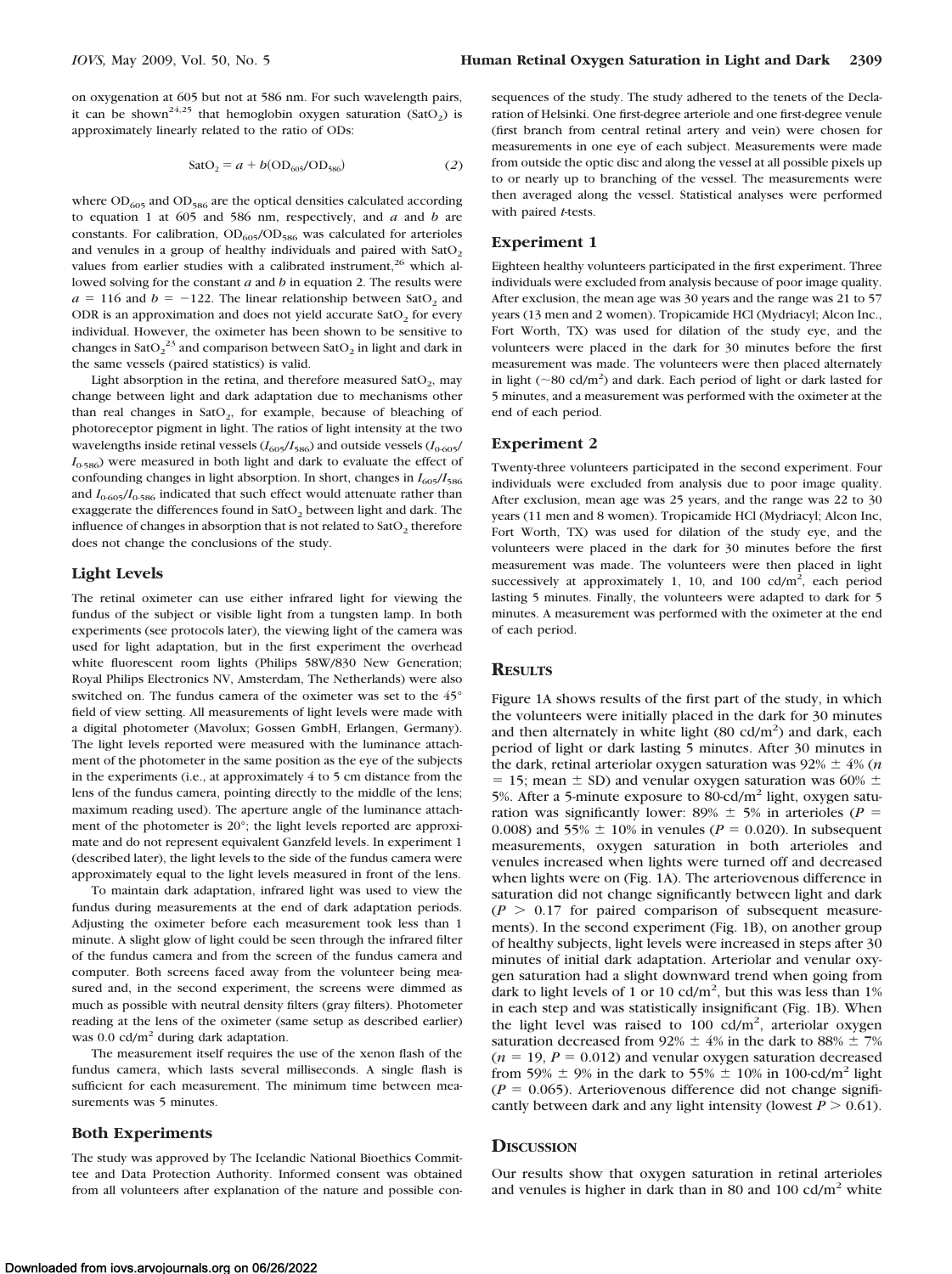on oxygenation at 605 but not at 586 nm. For such wavelength pairs, it can be shown[24,25] that hemoglobin oxygen saturation ($SatO_2$) is approximately linearly related to the ratio of ODs:

$$SatO_2 = a + b(OD_{605}/OD_{586}) \tag{2}$$

where $OD_{605}$ and $OD_{586}$ are the optical densities calculated according to equation 1 at 605 and 586 nm, respectively, and $a$ and $b$ are constants. For calibration, $OD_{605}/OD_{586}$ was calculated for arterioles and venules in a group of healthy individuals and paired with $SatO_2$ values from earlier studies with a calibrated instrument,[26] which allowed solving for the constant $a$ and $b$ in equation 2. The results were $a = 116$ and $b = -122$. The linear relationship between $SatO_2$ and ODR is an approximation and does not yield accurate $SatO_2$ for every individual. However, the oximeter has been shown to be sensitive to changes in $SatO_2$[23] and comparison between $SatO_2$ in light and dark in the same vessels (paired statistics) is valid.

Light absorption in the retina, and therefore measured $SatO_2$, may change between light and dark adaptation due to mechanisms other than real changes in $SatO_2$, for example, because of bleaching of photoreceptor pigment in light. The ratios of light intensity at the two wavelengths inside retinal vessels ($I_{605}/I_{586}$) and outside vessels ($I_{0\text{-}605}/I_{0\text{-}586}$) were measured in both light and dark to evaluate the effect of confounding changes in light absorption. In short, changes in $I_{605}/I_{586}$ and $I_{0\text{-}605}/I_{0\text{-}586}$ indicated that such effect would attenuate rather than exaggerate the differences found in $SatO_2$ between light and dark. The influence of changes in absorption that is not related to $SatO_2$ therefore does not change the conclusions of the study.

## Light Levels

The retinal oximeter can use either infrared light for viewing the fundus of the subject or visible light from a tungsten lamp. In both experiments (see protocols later), the viewing light of the camera was used for light adaptation, but in the first experiment the overhead white fluorescent room lights (Philips 58W/830 New Generation; Royal Philips Electronics NV, Amsterdam, The Netherlands) were also switched on. The fundus camera of the oximeter was set to the 45° field of view setting. All measurements of light levels were made with a digital photometer (Mavolux; Gossen GmbH, Erlangen, Germany). The light levels reported were measured with the luminance attachment of the photometer in the same position as the eye of the subjects in the experiments (i.e., at approximately 4 to 5 cm distance from the lens of the fundus camera, pointing directly to the middle of the lens; maximum reading used). The aperture angle of the luminance attachment of the photometer is 20°; the light levels reported are approximate and do not represent equivalent Ganzfeld levels. In experiment 1 (described later), the light levels to the side of the fundus camera were approximately equal to the light levels measured in front of the lens.

To maintain dark adaptation, infrared light was used to view the fundus during measurements at the end of dark adaptation periods. Adjusting the oximeter before each measurement took less than 1 minute. A slight glow of light could be seen through the infrared filter of the fundus camera and from the screen of the fundus camera and computer. Both screens faced away from the volunteer being measured and, in the second experiment, the screens were dimmed as much as possible with neutral density filters (gray filters). Photometer reading at the lens of the oximeter (same setup as described earlier) was 0.0 cd/m$^2$ during dark adaptation.

The measurement itself requires the use of the xenon flash of the fundus camera, which lasts several milliseconds. A single flash is sufficient for each measurement. The minimum time between measurements was 5 minutes.

## Both Experiments

The study was approved by The Icelandic National Bioethics Committee and Data Protection Authority. Informed consent was obtained from all volunteers after explanation of the nature and possible consequences of the study. The study adhered to the tenets of the Declaration of Helsinki. One first-degree arteriole and one first-degree venule (first branch from central retinal artery and vein) were chosen for measurements in one eye of each subject. Measurements were made from outside the optic disc and along the vessel at all possible pixels up to or nearly up to branching of the vessel. The measurements were then averaged along the vessel. Statistical analyses were performed with paired $t$-tests.

## Experiment 1

Eighteen healthy volunteers participated in the first experiment. Three individuals were excluded from analysis because of poor image quality. After exclusion, the mean age was 30 years and the range was 21 to 57 years (13 men and 2 women). Tropicamide HCl (Mydriacyl; Alcon Inc., Fort Worth, TX) was used for dilation of the study eye, and the volunteers were placed in the dark for 30 minutes before the first measurement was made. The volunteers were then placed alternately in light (~80 cd/m$^2$) and dark. Each period of light or dark lasted for 5 minutes, and a measurement was performed with the oximeter at the end of each period.

## Experiment 2

Twenty-three volunteers participated in the second experiment. Four individuals were excluded from analysis due to poor image quality. After exclusion, mean age was 25 years, and the range was 22 to 30 years (11 men and 8 women). Tropicamide HCl (Mydriacyl; Alcon Inc, Fort Worth, TX) was used for dilation of the study eye, and the volunteers were placed in the dark for 30 minutes before the first measurement was made. The volunteers were then placed in light successively at approximately 1, 10, and 100 cd/m$^2$, each period lasting 5 minutes. Finally, the volunteers were adapted to dark for 5 minutes. A measurement was performed with the oximeter at the end of each period.

# Results

Figure 1A shows results of the first part of the study, in which the volunteers were initially placed in the dark for 30 minutes and then alternately in white light (80 cd/m$^2$) and dark, each period of light or dark lasting 5 minutes. After 30 minutes in the dark, retinal arteriolar oxygen saturation was 92% ± 4% ($n = 15$; mean ± SD) and venular oxygen saturation was 60% ± 5%. After a 5-minute exposure to 80-cd/m$^2$ light, oxygen saturation was significantly lower: 89% ± 5% in arterioles ($P = 0.008$) and 55% ± 10% in venules ($P = 0.020$). In subsequent measurements, oxygen saturation in both arterioles and venules increased when lights were turned off and decreased when lights were on (Fig. 1A). The arteriovenous difference in saturation did not change significantly between light and dark ($P > 0.17$ for paired comparison of subsequent measurements). In the second experiment (Fig. 1B), on another group of healthy subjects, light levels were increased in steps after 30 minutes of initial dark adaptation. Arteriolar and venular oxygen saturation had a slight downward trend when going from dark to light levels of 1 or 10 cd/m$^2$, but this was less than 1% in each step and was statistically insignificant (Fig. 1B). When the light level was raised to 100 cd/m$^2$, arteriolar oxygen saturation decreased from 92% ± 4% in the dark to 88% ± 7% ($n = 19$, $P = 0.012$) and venular oxygen saturation decreased from 59% ± 9% in the dark to 55% ± 10% in 100-cd/m$^2$ light ($P = 0.065$). Arteriovenous difference did not change significantly between dark and any light intensity (lowest $P > 0.61$).

# Discussion

Our results show that oxygen saturation in retinal arterioles and venules is higher in dark than in 80 and 100 cd/m$^2$ white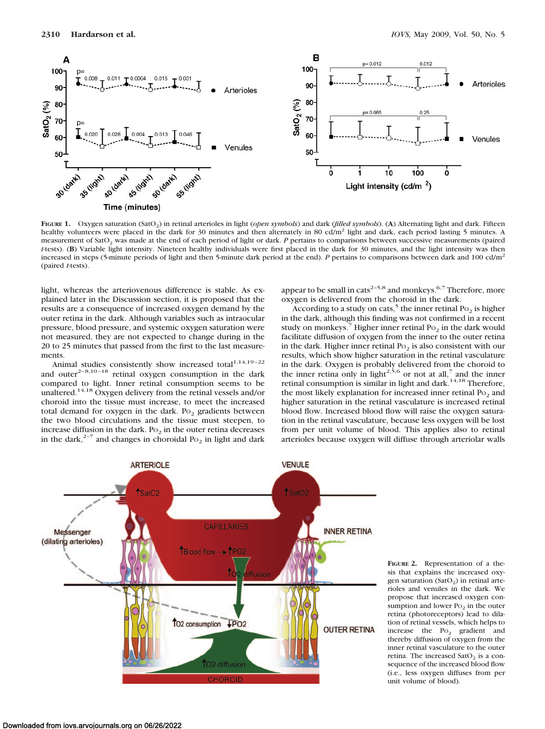FIGURE 1. Oxygen saturation ($SatO_2$) in retinal arterioles in light (*open symbols*) and dark (*filled symbols*). (**A**) Alternating light and dark. Fifteen healthy volunteers were placed in the dark for 30 minutes and then alternately in 80 cd/m$^2$ light and dark, each period lasting 5 minutes. A measurement of $SatO_2$ was made at the end of each period of light or dark. *P* pertains to comparisons between successive measurements (paired *t*-tests). (**B**) Variable light intensity. Nineteen healthy individuals were first placed in the dark for 30 minutes, and the light intensity was then increased in steps (5-minute periods of light and then 5-minute dark period at the end). *P* pertains to comparisons between dark and 100 cd/m$^2$ (paired *t*-tests).

light, whereas the arteriovenous difference is stable. As explained later in the Discussion section, it is proposed that the results are a consequence of increased oxygen demand by the outer retina in the dark. Although variables such as intraocular pressure, blood pressure, and systemic oxygen saturation were not measured, they are not expected to change during in the 20 to 25 minutes that passed from the first to the last measurements.

Animal studies consistently show increased total[1,14,19–22] and outer[2–8,10–18] retinal oxygen consumption in the dark compared to light. Inner retinal consumption seems to be unaltered.[14,18] Oxygen delivery from the retinal vessels and/or choroid into the tissue must increase, to meet the increased total demand for oxygen in the dark. $Po_2$ gradients between the two blood circulations and the tissue must steepen, to increase diffusion in the dark. $Po_2$ in the outer retina decreases in the dark,[2–7] and changes in choroidal $Po_2$ in light and dark appear to be small in cats[2–5,8] and monkeys.[6,7] Therefore, more oxygen is delivered from the choroid in the dark.

According to a study on cats,[5] the inner retinal $Po_2$ is higher in the dark, although this finding was not confirmed in a recent study on monkeys.[7] Higher inner retinal $Po_2$ in the dark would facilitate diffusion of oxygen from the inner to the outer retina in the dark. Higher inner retinal $Po_2$ is also consistent with our results, which show higher saturation in the retinal vasculature in the dark. Oxygen is probably delivered from the choroid to the inner retina only in light[2,5,6] or not at all,[7] and the inner retinal consumption is similar in light and dark.[14,18] Therefore, the most likely explanation for increased inner retinal $Po_2$ and higher saturation in the retinal vasculature is increased retinal blood flow. Increased blood flow will raise the oxygen saturation in the retinal vasculature, because less oxygen will be lost from per unit volume of blood. This applies also to retinal arterioles because oxygen will diffuse through arteriolar walls

FIGURE 2. Representation of a thesis that explains the increased oxygen saturation ($SatO_2$) in retinal arterioles and venules in the dark. We propose that increased oxygen consumption and lower $Po_2$ in the outer retina (photoreceptors) lead to dilation of retinal vessels, which helps to increase the $Po_2$ gradient and thereby diffusion of oxygen from the inner retinal vasculature to the outer retina. The increased $SatO_2$ is a consequence of the increased blood flow (i.e., less oxygen diffuses from per unit volume of blood).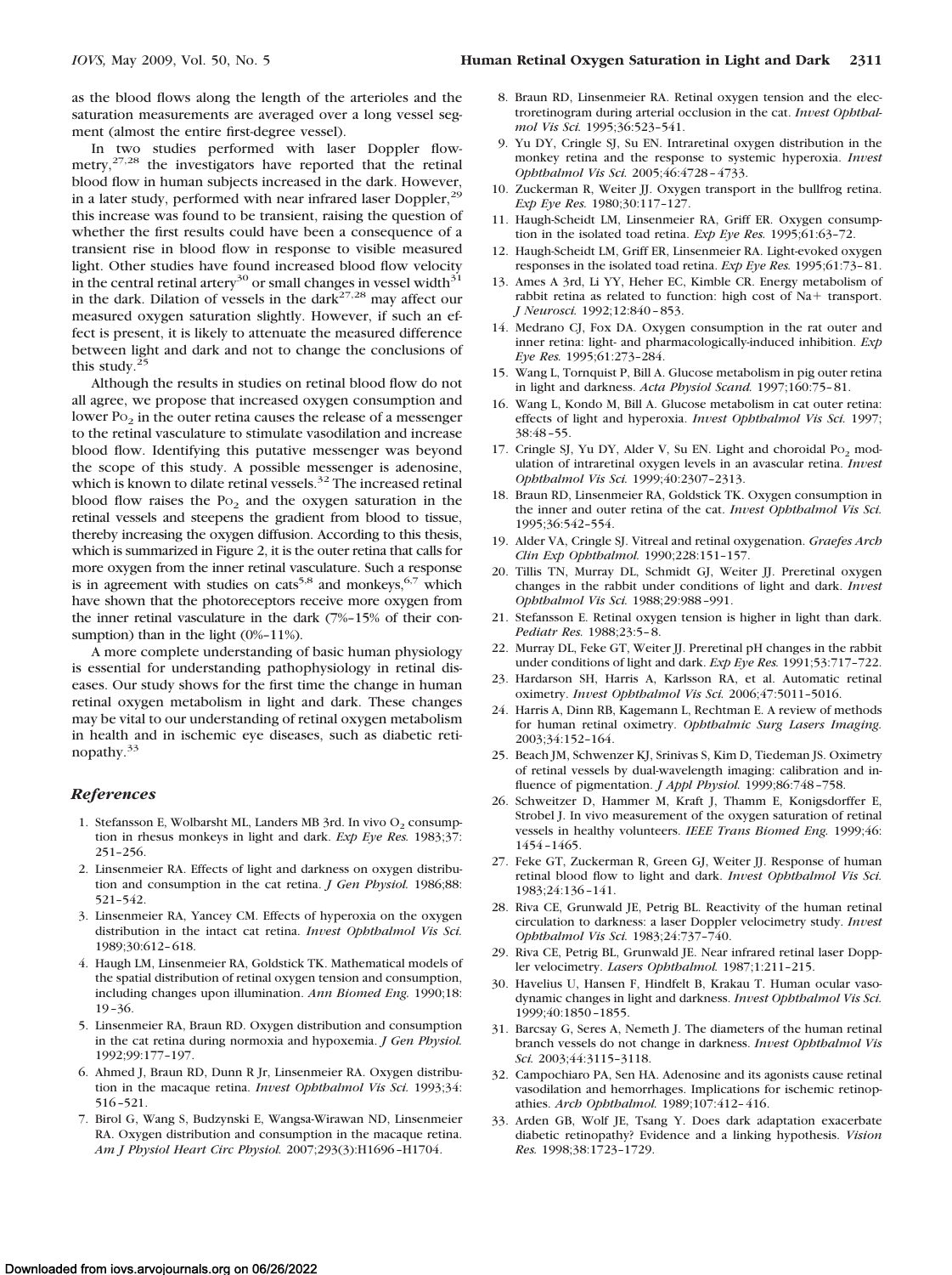as the blood flows along the length of the arterioles and the saturation measurements are averaged over a long vessel segment (almost the entire first-degree vessel).

In two studies performed with laser Doppler flowmetry,[27,28] the investigators have reported that the retinal blood flow in human subjects increased in the dark. However, in a later study, performed with near infrared laser Doppler,[29] this increase was found to be transient, raising the question of whether the first results could have been a consequence of a transient rise in blood flow in response to visible measured light. Other studies have found increased blood flow velocity in the central retinal artery[30] or small changes in vessel width[31] in the dark. Dilation of vessels in the dark[27,28] may affect our measured oxygen saturation slightly. However, if such an effect is present, it is likely to attenuate the measured difference between light and dark and not to change the conclusions of this study.[25]

Although the results in studies on retinal blood flow do not all agree, we propose that increased oxygen consumption and lower $Po_2$ in the outer retina causes the release of a messenger to the retinal vasculature to stimulate vasodilation and increase blood flow. Identifying this putative messenger was beyond the scope of this study. A possible messenger is adenosine, which is known to dilate retinal vessels.[32] The increased retinal blood flow raises the $Po_2$ and the oxygen saturation in the retinal vessels and steepens the gradient from blood to tissue, thereby increasing the oxygen diffusion. According to this thesis, which is summarized in Figure 2, it is the outer retina that calls for more oxygen from the inner retinal vasculature. Such a response is in agreement with studies on cats[5,8] and monkeys,[6,7] which have shown that the photoreceptors receive more oxygen from the inner retinal vasculature in the dark (7%–15% of their consumption) than in the light (0%–11%).

A more complete understanding of basic human physiology is essential for understanding pathophysiology in retinal diseases. Our study shows for the first time the change in human retinal oxygen metabolism in light and dark. These changes may be vital to our understanding of retinal oxygen metabolism in health and in ischemic eye diseases, such as diabetic retinopathy.[33]

## *References*

1. Stefansson E, Wolbarsht ML, Landers MB 3rd. In vivo $O_2$ consumption in rhesus monkeys in light and dark. *Exp Eye Res.* 1983;37: 251–256.
2. Linsenmeier RA. Effects of light and darkness on oxygen distribution and consumption in the cat retina. *J Gen Physiol.* 1986;88: 521–542.
3. Linsenmeier RA, Yancey CM. Effects of hyperoxia on the oxygen distribution in the intact cat retina. *Invest Ophthalmol Vis Sci.* 1989;30:612–618.
4. Haugh LM, Linsenmeier RA, Goldstick TK. Mathematical models of the spatial distribution of retinal oxygen tension and consumption, including changes upon illumination. *Ann Biomed Eng.* 1990;18: 19–36.
5. Linsenmeier RA, Braun RD. Oxygen distribution and consumption in the cat retina during normoxia and hypoxemia. *J Gen Physiol.* 1992;99:177–197.
6. Ahmed J, Braun RD, Dunn R Jr, Linsenmeier RA. Oxygen distribution in the macaque retina. *Invest Ophthalmol Vis Sci.* 1993;34: 516–521.
7. Birol G, Wang S, Budzynski E, Wangsa-Wirawan ND, Linsenmeier RA. Oxygen distribution and consumption in the macaque retina. *Am J Physiol Heart Circ Physiol.* 2007;293(3):H1696–H1704.
8. Braun RD, Linsenmeier RA. Retinal oxygen tension and the electroretinogram during arterial occlusion in the cat. *Invest Ophthalmol Vis Sci.* 1995;36:523–541.
9. Yu DY, Cringle SJ, Su EN. Intraretinal oxygen distribution in the monkey retina and the response to systemic hyperoxia. *Invest Ophthalmol Vis Sci.* 2005;46:4728–4733.
10. Zuckerman R, Weiter JJ. Oxygen transport in the bullfrog retina. *Exp Eye Res.* 1980;30:117–127.
11. Haugh-Scheidt LM, Linsenmeier RA, Griff ER. Oxygen consumption in the isolated toad retina. *Exp Eye Res.* 1995;61:63–72.
12. Haugh-Scheidt LM, Griff ER, Linsenmeier RA. Light-evoked oxygen responses in the isolated toad retina. *Exp Eye Res.* 1995;61:73–81.
13. Ames A 3rd, Li YY, Heher EC, Kimble CR. Energy metabolism of rabbit retina as related to function: high cost of Na+ transport. *J Neurosci.* 1992;12:840–853.
14. Medrano CJ, Fox DA. Oxygen consumption in the rat outer and inner retina: light- and pharmacologically-induced inhibition. *Exp Eye Res.* 1995;61:273–284.
15. Wang L, Tornquist P, Bill A. Glucose metabolism in pig outer retina in light and darkness. *Acta Physiol Scand.* 1997;160:75–81.
16. Wang L, Kondo M, Bill A. Glucose metabolism in cat outer retina: effects of light and hyperoxia. *Invest Ophthalmol Vis Sci.* 1997; 38:48–55.
17. Cringle SJ, Yu DY, Alder V, Su EN. Light and choroidal $Po_2$ modulation of intraretinal oxygen levels in an avascular retina. *Invest Ophthalmol Vis Sci.* 1999;40:2307–2313.
18. Braun RD, Linsenmeier RA, Goldstick TK. Oxygen consumption in the inner and outer retina of the cat. *Invest Ophthalmol Vis Sci.* 1995;36:542–554.
19. Alder VA, Cringle SJ. Vitreal and retinal oxygenation. *Graefes Arch Clin Exp Ophthalmol.* 1990;228:151–157.
20. Tillis TN, Murray DL, Schmidt GJ, Weiter JJ. Preretinal oxygen changes in the rabbit under conditions of light and dark. *Invest Ophthalmol Vis Sci.* 1988;29:988–991.
21. Stefansson E. Retinal oxygen tension is higher in light than dark. *Pediatr Res.* 1988;23:5–8.
22. Murray DL, Feke GT, Weiter JJ. Preretinal pH changes in the rabbit under conditions of light and dark. *Exp Eye Res.* 1991;53:717–722.
23. Hardarson SH, Harris A, Karlsson RA, et al. Automatic retinal oximetry. *Invest Ophthalmol Vis Sci.* 2006;47:5011–5016.
24. Harris A, Dinn RB, Kagemann L, Rechtman E. A review of methods for human retinal oximetry. *Ophthalmic Surg Lasers Imaging.* 2003;34:152–164.
25. Beach JM, Schwenzer KJ, Srinivas S, Kim D, Tiedeman JS. Oximetry of retinal vessels by dual-wavelength imaging: calibration and influence of pigmentation. *J Appl Physiol.* 1999;86:748–758.
26. Schweitzer D, Hammer M, Kraft J, Thamm E, Konigsdorffer E, Strobel J. In vivo measurement of the oxygen saturation of retinal vessels in healthy volunteers. *IEEE Trans Biomed Eng.* 1999;46: 1454–1465.
27. Feke GT, Zuckerman R, Green GJ, Weiter JJ. Response of human retinal blood flow to light and dark. *Invest Ophthalmol Vis Sci.* 1983;24:136–141.
28. Riva CE, Grunwald JE, Petrig BL. Reactivity of the human retinal circulation to darkness: a laser Doppler velocimetry study. *Invest Ophthalmol Vis Sci.* 1983;24:737–740.
29. Riva CE, Petrig BL, Grunwald JE. Near infrared retinal laser Doppler velocimetry. *Lasers Ophthalmol.* 1987;1:211–215.
30. Havelius U, Hansen F, Hindfelt B, Krakau T. Human ocular vasodynamic changes in light and darkness. *Invest Ophthalmol Vis Sci.* 1999;40:1850–1855.
31. Barcsay G, Seres A, Nemeth J. The diameters of the human retinal branch vessels do not change in darkness. *Invest Ophthalmol Vis Sci.* 2003;44:3115–3118.
32. Campochiaro PA, Sen HA. Adenosine and its agonists cause retinal vasodilation and hemorrhages. Implications for ischemic retinopathies. *Arch Ophthalmol.* 1989;107:412–416.
33. Arden GB, Wolf JE, Tsang Y. Does dark adaptation exacerbate diabetic retinopathy? Evidence and a linking hypothesis. *Vision Res.* 1998;38:1723–1729.